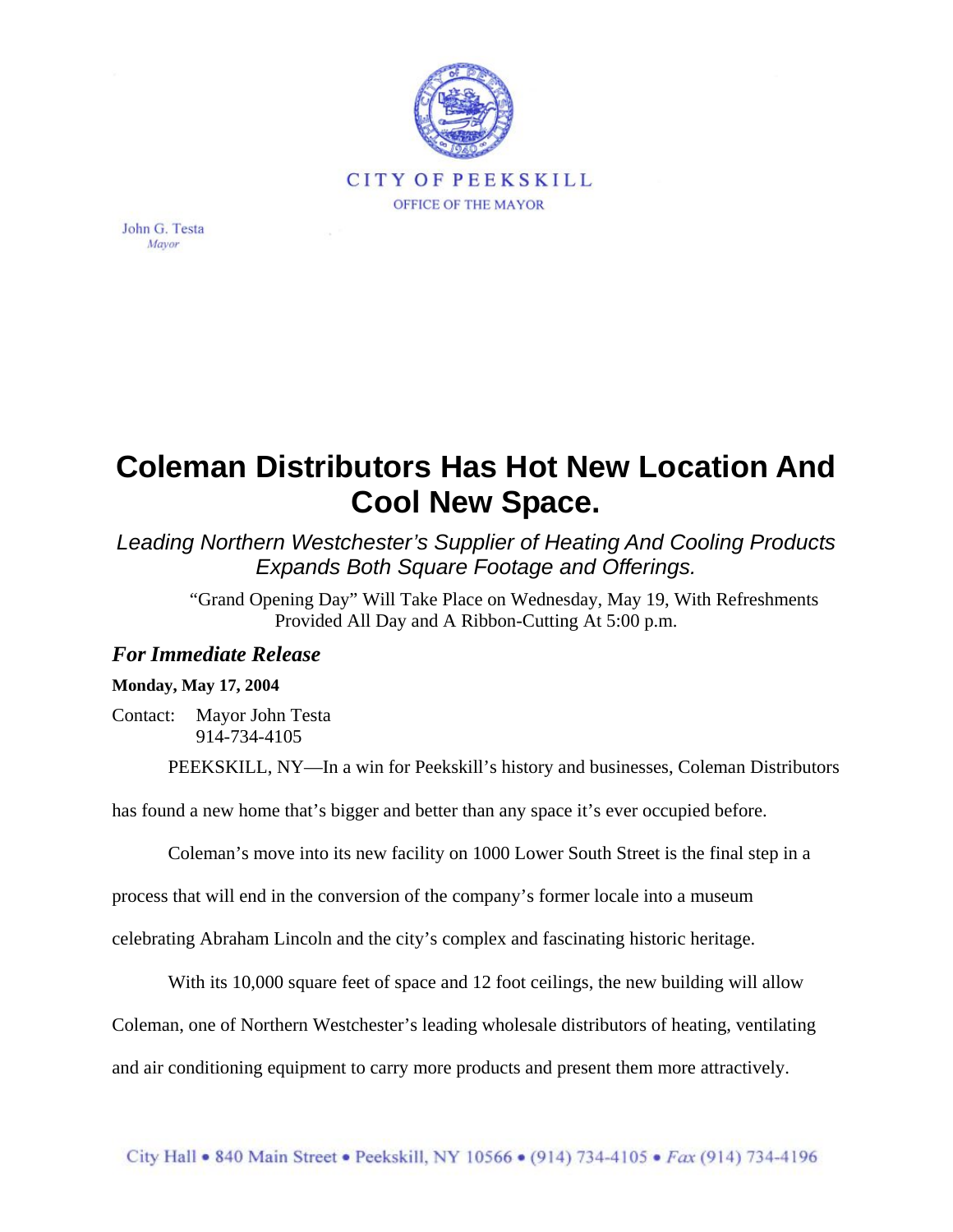CITY OF PEEKSKILL

OFFICE OF THE MAYOR

John G. Testa
*Mayor*

# Coleman Distributors Has Hot New Location And Cool New Space.

*Leading Northern Westchester's Supplier of Heating And Cooling Products Expands Both Square Footage and Offerings.*

"Grand Opening Day" Will Take Place on Wednesday, May 19, With Refreshments Provided All Day and A Ribbon-Cutting At 5:00 p.m.

***For Immediate Release***

**Monday, May 17, 2004**

Contact: Mayor John Testa
914-734-4105

PEEKSKILL, NY—In a win for Peekskill's history and businesses, Coleman Distributors has found a new home that's bigger and better than any space it's ever occupied before.

Coleman's move into its new facility on 1000 Lower South Street is the final step in a process that will end in the conversion of the company's former locale into a museum celebrating Abraham Lincoln and the city's complex and fascinating historic heritage.

With its 10,000 square feet of space and 12 foot ceilings, the new building will allow Coleman, one of Northern Westchester's leading wholesale distributors of heating, ventilating and air conditioning equipment to carry more products and present them more attractively.

City Hall • 840 Main Street • Peekskill, NY 10566 • (914) 734-4105 • *Fax* (914) 734-4196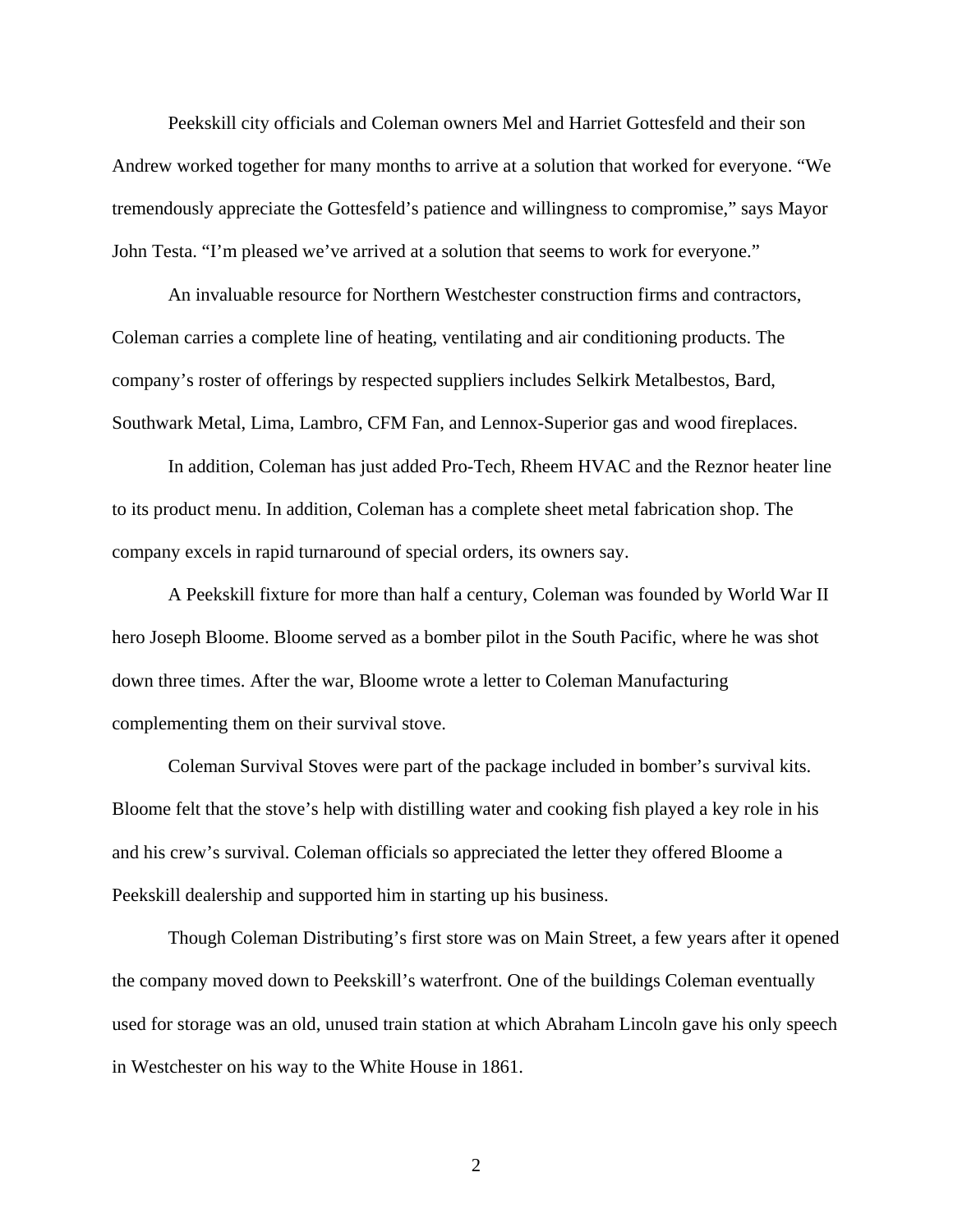Peekskill city officials and Coleman owners Mel and Harriet Gottesfeld and their son Andrew worked together for many months to arrive at a solution that worked for everyone. "We tremendously appreciate the Gottesfeld's patience and willingness to compromise," says Mayor John Testa. "I'm pleased we've arrived at a solution that seems to work for everyone."

An invaluable resource for Northern Westchester construction firms and contractors, Coleman carries a complete line of heating, ventilating and air conditioning products. The company's roster of offerings by respected suppliers includes Selkirk Metalbestos, Bard, Southwark Metal, Lima, Lambro, CFM Fan, and Lennox-Superior gas and wood fireplaces.

In addition, Coleman has just added Pro-Tech, Rheem HVAC and the Reznor heater line to its product menu. In addition, Coleman has a complete sheet metal fabrication shop. The company excels in rapid turnaround of special orders, its owners say.

A Peekskill fixture for more than half a century, Coleman was founded by World War II hero Joseph Bloome. Bloome served as a bomber pilot in the South Pacific, where he was shot down three times. After the war, Bloome wrote a letter to Coleman Manufacturing complementing them on their survival stove.

Coleman Survival Stoves were part of the package included in bomber's survival kits. Bloome felt that the stove's help with distilling water and cooking fish played a key role in his and his crew's survival. Coleman officials so appreciated the letter they offered Bloome a Peekskill dealership and supported him in starting up his business.

Though Coleman Distributing's first store was on Main Street, a few years after it opened the company moved down to Peekskill's waterfront. One of the buildings Coleman eventually used for storage was an old, unused train station at which Abraham Lincoln gave his only speech in Westchester on his way to the White House in 1861.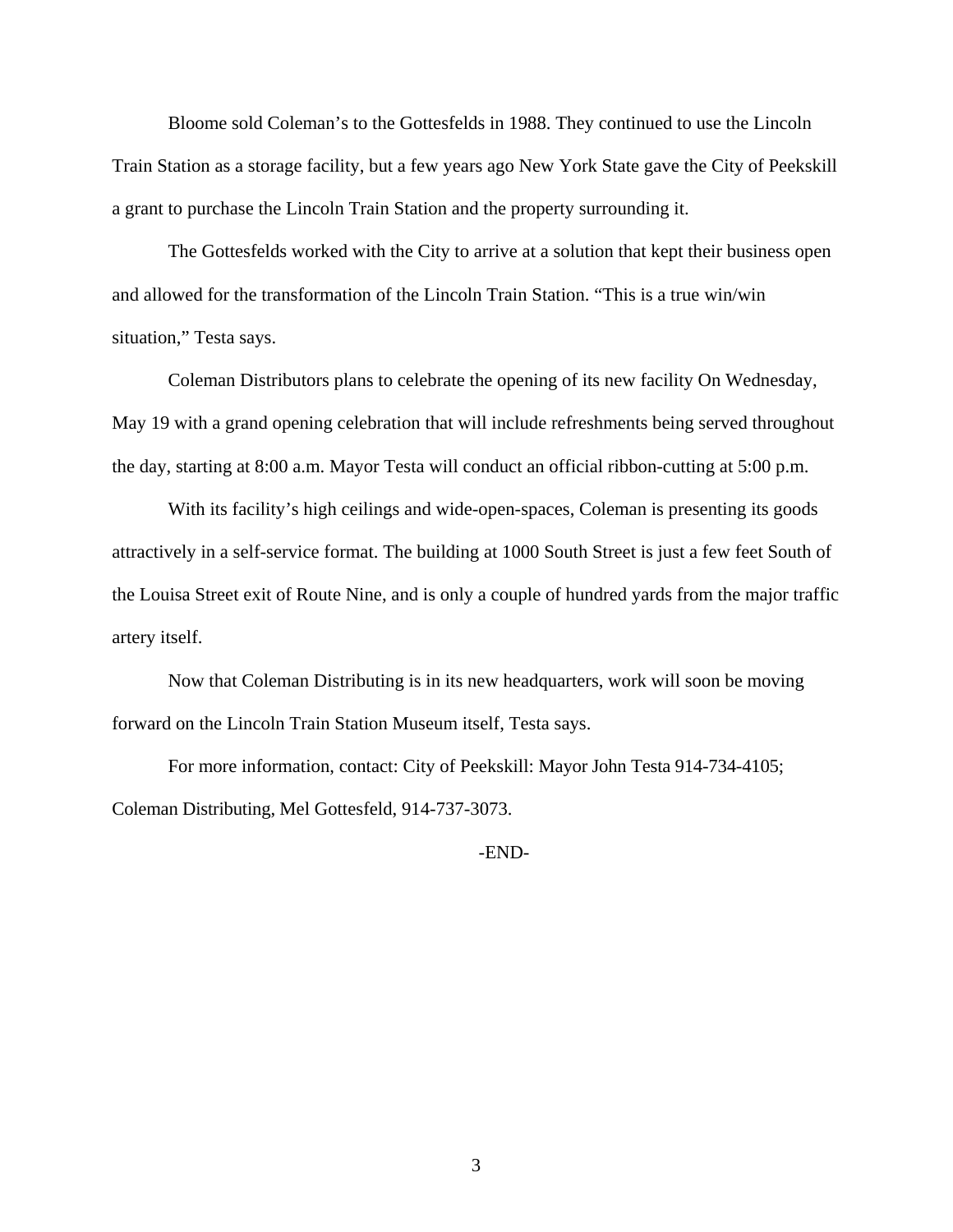Bloome sold Coleman's to the Gottesfelds in 1988. They continued to use the Lincoln Train Station as a storage facility, but a few years ago New York State gave the City of Peekskill a grant to purchase the Lincoln Train Station and the property surrounding it.

The Gottesfelds worked with the City to arrive at a solution that kept their business open and allowed for the transformation of the Lincoln Train Station. "This is a true win/win situation," Testa says.

Coleman Distributors plans to celebrate the opening of its new facility On Wednesday, May 19 with a grand opening celebration that will include refreshments being served throughout the day, starting at 8:00 a.m. Mayor Testa will conduct an official ribbon-cutting at 5:00 p.m.

With its facility's high ceilings and wide-open-spaces, Coleman is presenting its goods attractively in a self-service format. The building at 1000 South Street is just a few feet South of the Louisa Street exit of Route Nine, and is only a couple of hundred yards from the major traffic artery itself.

Now that Coleman Distributing is in its new headquarters, work will soon be moving forward on the Lincoln Train Station Museum itself, Testa says.

For more information, contact: City of Peekskill: Mayor John Testa 914-734-4105; Coleman Distributing, Mel Gottesfeld, 914-737-3073.

-END-